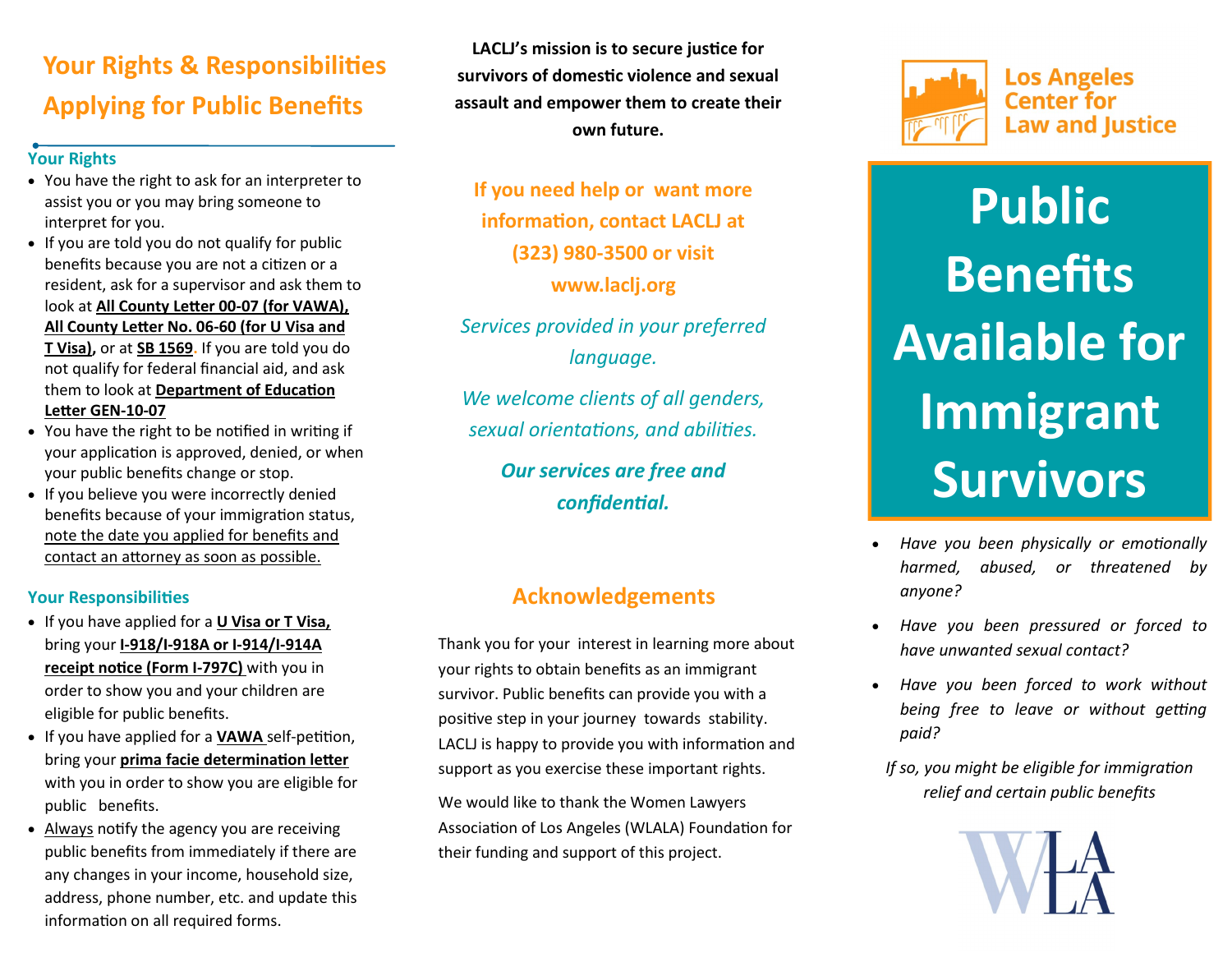# Your Rights & Responsibilities Applying for Public Benefits

## Your Rights

- You have the right to ask for an interpreter to assist you or you may bring someone to interpret for you.
- If you are told you do not qualify for public benefits because you are not a citizen or a resident, ask for a supervisor and ask them to look at **All County Letter 00-07 (for VAWA), All County Letter No. 06-60 (for U Visa and T Visa),** or at **SB 1569**. If you are told you do not qualify for federal financial aid, and ask them to look at **Department of Education Letter GEN-10-07**
- You have the right to be notified in writing if your application is approved, denied, or when your public benefits change or stop.
- If you believe you were incorrectly denied benefits because of your immigration status, note the date you applied for benefits and contact an attorney as soon as possible.

## Your Responsibilities

- If you have applied for a **U Visa or T Visa,** bring your **I-918/I-918A or I-914/I-914A receipt notice (Form I-797C)** with you in order to show you and your children are eligible for public benefits.
- If you have applied for a **VAWA** self-petition, bring your **prima facie determination letter** with you in order to show you are eligible for public benefits.
- Always notify the agency you are receiving public benefits from immediately if there are any changes in your income, household size, address, phone number, etc. and update this information on all required forms.

**LACLJ's mission is to secure justice for survivors of domestic violence and sexual assault and empower them to create their own future.**

**If you need help or want more information, contact LACLJ at (323) 980-3500 or visit www.laclj.org**

*Services provided in your preferred language.*

*We welcome clients of all genders, sexual orientations, and abilities.*

***Our services are free and confidential.***

## Acknowledgements

Thank you for your interest in learning more about your rights to obtain benefits as an immigrant survivor. Public benefits can provide you with a positive step in your journey towards stability. LACLJ is happy to provide you with information and support as you exercise these important rights.

We would like to thank the Women Lawyers Association of Los Angeles (WLALA) Foundation for their funding and support of this project.

Los Angeles Center for Law and Justice

# Public Benefits Available for Immigrant Survivors

- *Have you been physically or emotionally harmed, abused, or threatened by anyone?*
- *Have you been pressured or forced to have unwanted sexual contact?*
- *Have you been forced to work without being free to leave or without getting paid?*

*If so, you might be eligible for immigration relief and certain public benefits*

WLALA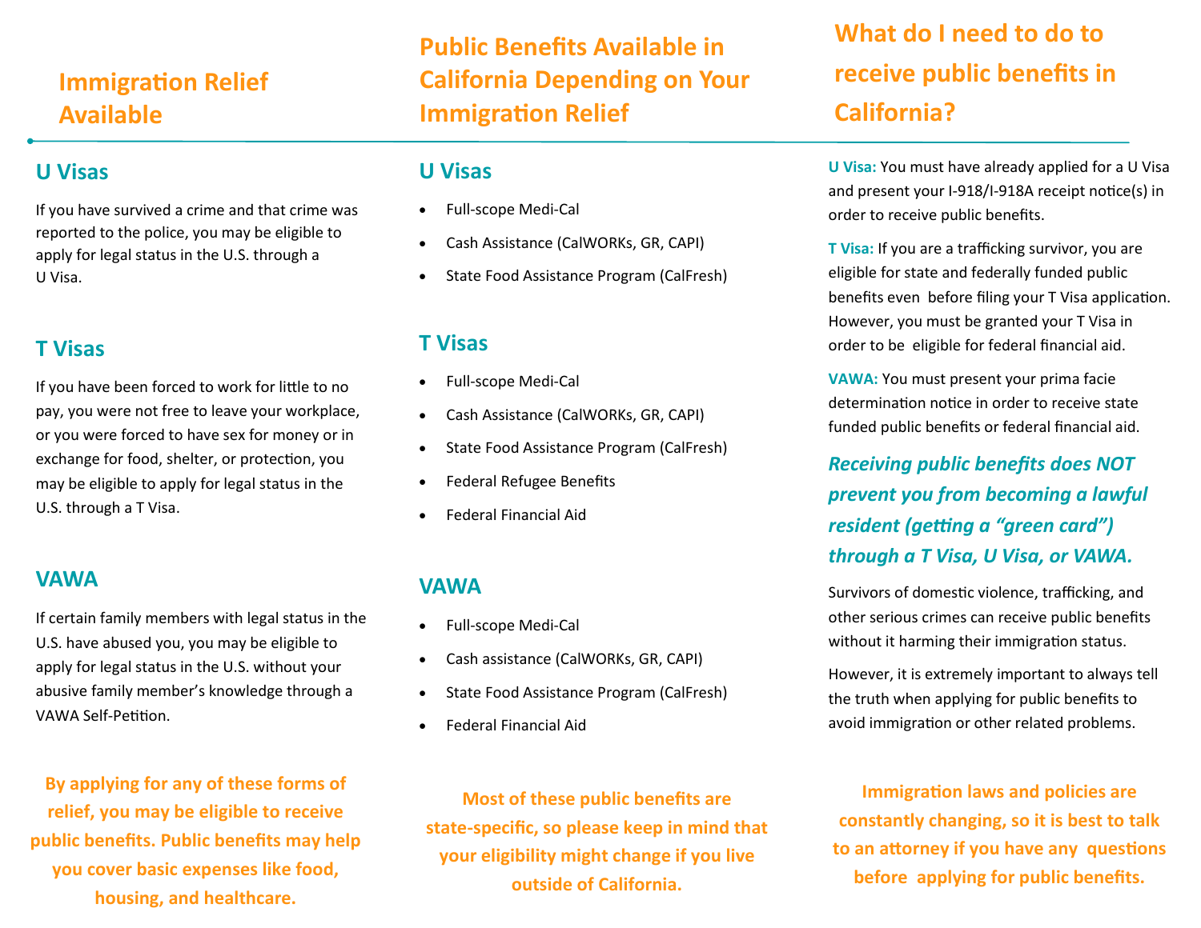## Immigration Relief Available

### U Visas

If you have survived a crime and that crime was reported to the police, you may be eligible to apply for legal status in the U.S. through a U Visa.

### T Visas

If you have been forced to work for little to no pay, you were not free to leave your workplace, or you were forced to have sex for money or in exchange for food, shelter, or protection, you may be eligible to apply for legal status in the U.S. through a T Visa.

### VAWA

If certain family members with legal status in the U.S. have abused you, you may be eligible to apply for legal status in the U.S. without your abusive family member's knowledge through a VAWA Self-Petition.

**By applying for any of these forms of relief, you may be eligible to receive public benefits. Public benefits may help you cover basic expenses like food, housing, and healthcare.**

## Public Benefits Available in California Depending on Your Immigration Relief

### U Visas

- Full-scope Medi-Cal
- Cash Assistance (CalWORKs, GR, CAPI)
- State Food Assistance Program (CalFresh)

### T Visas

- Full-scope Medi-Cal
- Cash Assistance (CalWORKs, GR, CAPI)
- State Food Assistance Program (CalFresh)
- Federal Refugee Benefits
- Federal Financial Aid

### VAWA

- Full-scope Medi-Cal
- Cash assistance (CalWORKs, GR, CAPI)
- State Food Assistance Program (CalFresh)
- Federal Financial Aid

**Most of these public benefits are state-specific, so please keep in mind that your eligibility might change if you live outside of California.**

## What do I need to do to receive public benefits in California?

**U Visa:** You must have already applied for a U Visa and present your I-918/I-918A receipt notice(s) in order to receive public benefits.

**T Visa:** If you are a trafficking survivor, you are eligible for state and federally funded public benefits even before filing your T Visa application. However, you must be granted your T Visa in order to be eligible for federal financial aid.

**VAWA:** You must present your prima facie determination notice in order to receive state funded public benefits or federal financial aid.

***Receiving public benefits does NOT prevent you from becoming a lawful resident (getting a "green card") through a T Visa, U Visa, or VAWA.***

Survivors of domestic violence, trafficking, and other serious crimes can receive public benefits without it harming their immigration status.

However, it is extremely important to always tell the truth when applying for public benefits to avoid immigration or other related problems.

**Immigration laws and policies are constantly changing, so it is best to talk to an attorney if you have any questions before applying for public benefits.**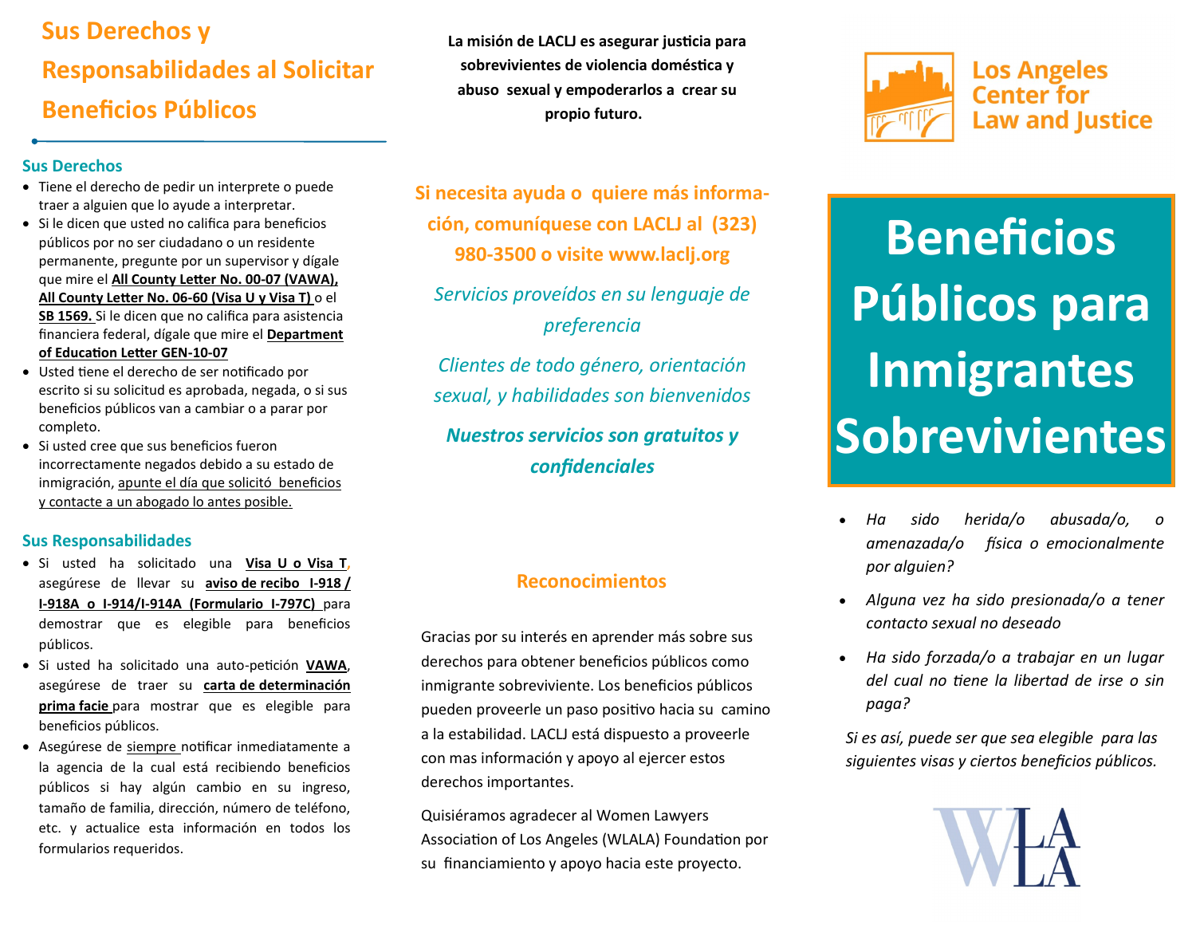# Sus Derechos y Responsabilidades al Solicitar Beneficios Públicos

## Sus Derechos

- Tiene el derecho de pedir un interprete o puede traer a alguien que lo ayude a interpretar.
- Si le dicen que usted no califica para beneficios públicos por no ser ciudadano o un residente permanente, pregunte por un supervisor y dígale que mire el **All County Letter No. 00-07 (VAWA), All County Letter No. 06-60 (Visa U y Visa T)** o el **SB 1569.** Si le dicen que no califica para asistencia financiera federal, dígale que mire el **Department of Education Letter GEN-10-07**
- Usted tiene el derecho de ser notificado por escrito si su solicitud es aprobada, negada, o si sus beneficios públicos van a cambiar o a parar por completo.
- Si usted cree que sus beneficios fueron incorrectamente negados debido a su estado de inmigración, apunte el día que solicitó beneficios y contacte a un abogado lo antes posible.

## Sus Responsabilidades

- Si usted ha solicitado una **Visa U o Visa T**, asegúrese de llevar su **aviso de recibo I-918 / I-918A o I-914/I-914A (Formulario I-797C)** para demostrar que es elegible para beneficios públicos.
- Si usted ha solicitado una auto-petición **VAWA**, asegúrese de traer su **carta de determinación prima facie** para mostrar que es elegible para beneficios públicos.
- Asegúrese de siempre notificar inmediatamente a la agencia de la cual está recibiendo beneficios públicos si hay algún cambio en su ingreso, tamaño de familia, dirección, número de teléfono, etc. y actualice esta información en todos los formularios requeridos.

**La misión de LACLJ es asegurar justicia para sobrevivientes de violencia doméstica y abuso sexual y empoderarlos a crear su propio futuro.**

**Si necesita ayuda o quiere más información, comuníquese con LACLJ al (323) 980-3500 o visite www.laclj.org**

*Servicios proveídos en su lenguaje de preferencia*

*Clientes de todo género, orientación sexual, y habilidades son bienvenidos*

***Nuestros servicios son gratuitos y confidenciales***

## Reconocimientos

Gracias por su interés en aprender más sobre sus derechos para obtener beneficios públicos como inmigrante sobreviviente. Los beneficios públicos pueden proveerle un paso positivo hacia su camino a la estabilidad. LACLJ está dispuesto a proveerle con mas información y apoyo al ejercer estos derechos importantes.

Quisiéramos agradecer al Women Lawyers Association of Los Angeles (WLALA) Foundation por su financiamiento y apoyo hacia este proyecto.

Los Angeles Center for Law and Justice

# Beneficios Públicos para Inmigrantes Sobrevivientes

- *Ha sido herida/o abusada/o, o amenazada/o física o emocionalmente por alguien?*
- *Alguna vez ha sido presionada/o a tener contacto sexual no deseado*
- *Ha sido forzada/o a trabajar en un lugar del cual no tiene la libertad de irse o sin paga?*

*Si es así, puede ser que sea elegible para las siguientes visas y ciertos beneficios públicos.*

WLA LA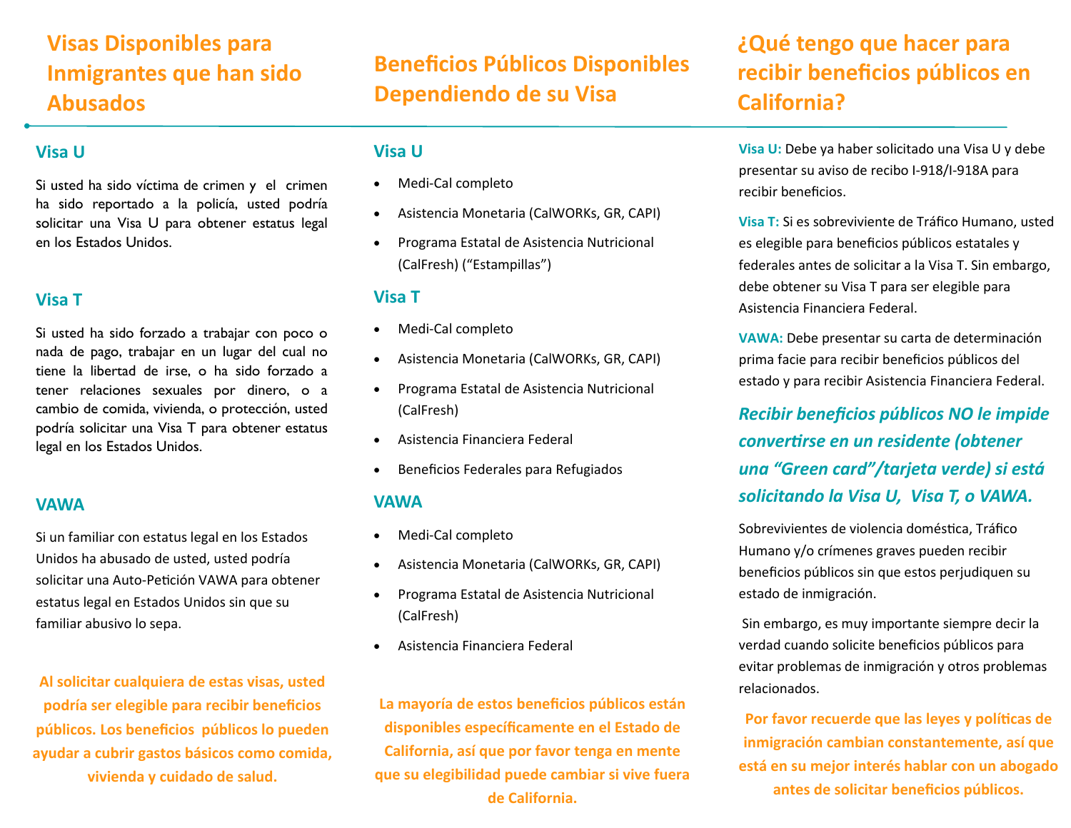## Visas Disponibles para Inmigrantes que han sido Abusados

### Visa U

Si usted ha sido víctima de crimen y el crimen ha sido reportado a la policía, usted podría solicitar una Visa U para obtener estatus legal en los Estados Unidos.

### Visa T

Si usted ha sido forzado a trabajar con poco o nada de pago, trabajar en un lugar del cual no tiene la libertad de irse, o ha sido forzado a tener relaciones sexuales por dinero, o a cambio de comida, vivienda, o protección, usted podría solicitar una Visa T para obtener estatus legal en los Estados Unidos.

### VAWA

Si un familiar con estatus legal en los Estados Unidos ha abusado de usted, usted podría solicitar una Auto-Petición VAWA para obtener estatus legal en Estados Unidos sin que su familiar abusivo lo sepa.

**Al solicitar cualquiera de estas visas, usted podría ser elegible para recibir beneficios públicos. Los beneficios públicos lo pueden ayudar a cubrir gastos básicos como comida, vivienda y cuidado de salud.**

## Beneficios Públicos Disponibles Dependiendo de su Visa

### Visa U

- Medi-Cal completo
- Asistencia Monetaria (CalWORKs, GR, CAPI)
- Programa Estatal de Asistencia Nutricional (CalFresh) ("Estampillas")

### Visa T

- Medi-Cal completo
- Asistencia Monetaria (CalWORKs, GR, CAPI)
- Programa Estatal de Asistencia Nutricional (CalFresh)
- Asistencia Financiera Federal
- Beneficios Federales para Refugiados

### VAWA

- Medi-Cal completo
- Asistencia Monetaria (CalWORKs, GR, CAPI)
- Programa Estatal de Asistencia Nutricional (CalFresh)
- Asistencia Financiera Federal

**La mayoría de estos beneficios públicos están disponibles específicamente en el Estado de California, así que por favor tenga en mente que su elegibilidad puede cambiar si vive fuera de California.**

## ¿Qué tengo que hacer para recibir beneficios públicos en California?

**Visa U:** Debe ya haber solicitado una Visa U y debe presentar su aviso de recibo I-918/I-918A para recibir beneficios.

**Visa T:** Si es sobreviviente de Tráfico Humano, usted es elegible para beneficios públicos estatales y federales antes de solicitar a la Visa T. Sin embargo, debe obtener su Visa T para ser elegible para Asistencia Financiera Federal.

**VAWA:** Debe presentar su carta de determinación prima facie para recibir beneficios públicos del estado y para recibir Asistencia Financiera Federal.

***Recibir beneficios públicos NO le impide convertirse en un residente (obtener una "Green card"/tarjeta verde) si está solicitando la Visa U, Visa T, o VAWA.***

Sobrevivientes de violencia doméstica, Tráfico Humano y/o crímenes graves pueden recibir beneficios públicos sin que estos perjudiquen su estado de inmigración.

Sin embargo, es muy importante siempre decir la verdad cuando solicite beneficios públicos para evitar problemas de inmigración y otros problemas relacionados.

**Por favor recuerde que las leyes y políticas de inmigración cambian constantemente, así que está en su mejor interés hablar con un abogado antes de solicitar beneficios públicos.**